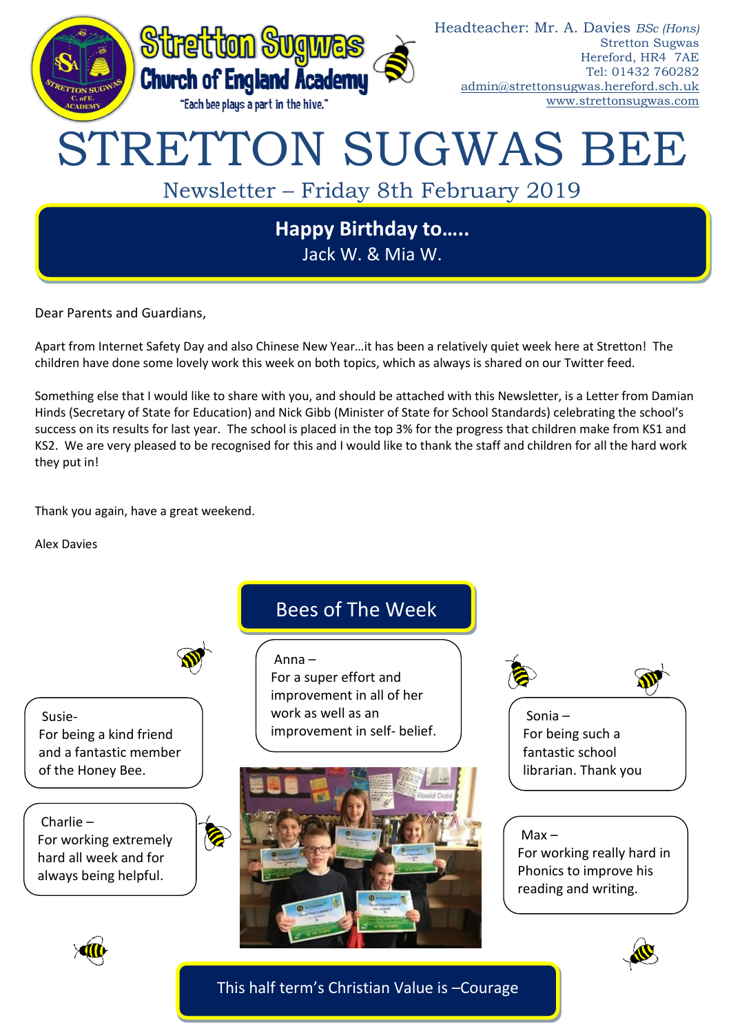Stretton Sugwas Church of England Academy

"Each bee plays a part in the hive."

Headteacher: Mr. A. Davies *BSc (Hons)*
Stretton Sugwas
Hereford, HR4 7AE
Tel: 01432 760282
admin@strettonsugwas.hereford.sch.uk
www.strettonsugwas.com

# STRETTON SUGWAS BEE

## Newsletter – Friday 8th February 2019

**Happy Birthday to…..**
Jack W. & Mia W.

Dear Parents and Guardians,

Apart from Internet Safety Day and also Chinese New Year…it has been a relatively quiet week here at Stretton! The children have done some lovely work this week on both topics, which as always is shared on our Twitter feed.

Something else that I would like to share with you, and should be attached with this Newsletter, is a Letter from Damian Hinds (Secretary of State for Education) and Nick Gibb (Minister of State for School Standards) celebrating the school's success on its results for last year. The school is placed in the top 3% for the progress that children make from KS1 and KS2. We are very pleased to be recognised for this and I would like to thank the staff and children for all the hard work they put in!

Thank you again, have a great weekend.

Alex Davies

## Bees of The Week

Susie-
For being a kind friend and a fantastic member of the Honey Bee.

Charlie –
For working extremely hard all week and for always being helpful.

Anna –
For a super effort and improvement in all of her work as well as an improvement in self- belief.

Sonia –
For being such a fantastic school librarian. Thank you

Max –
For working really hard in Phonics to improve his reading and writing.

This half term's Christian Value is –Courage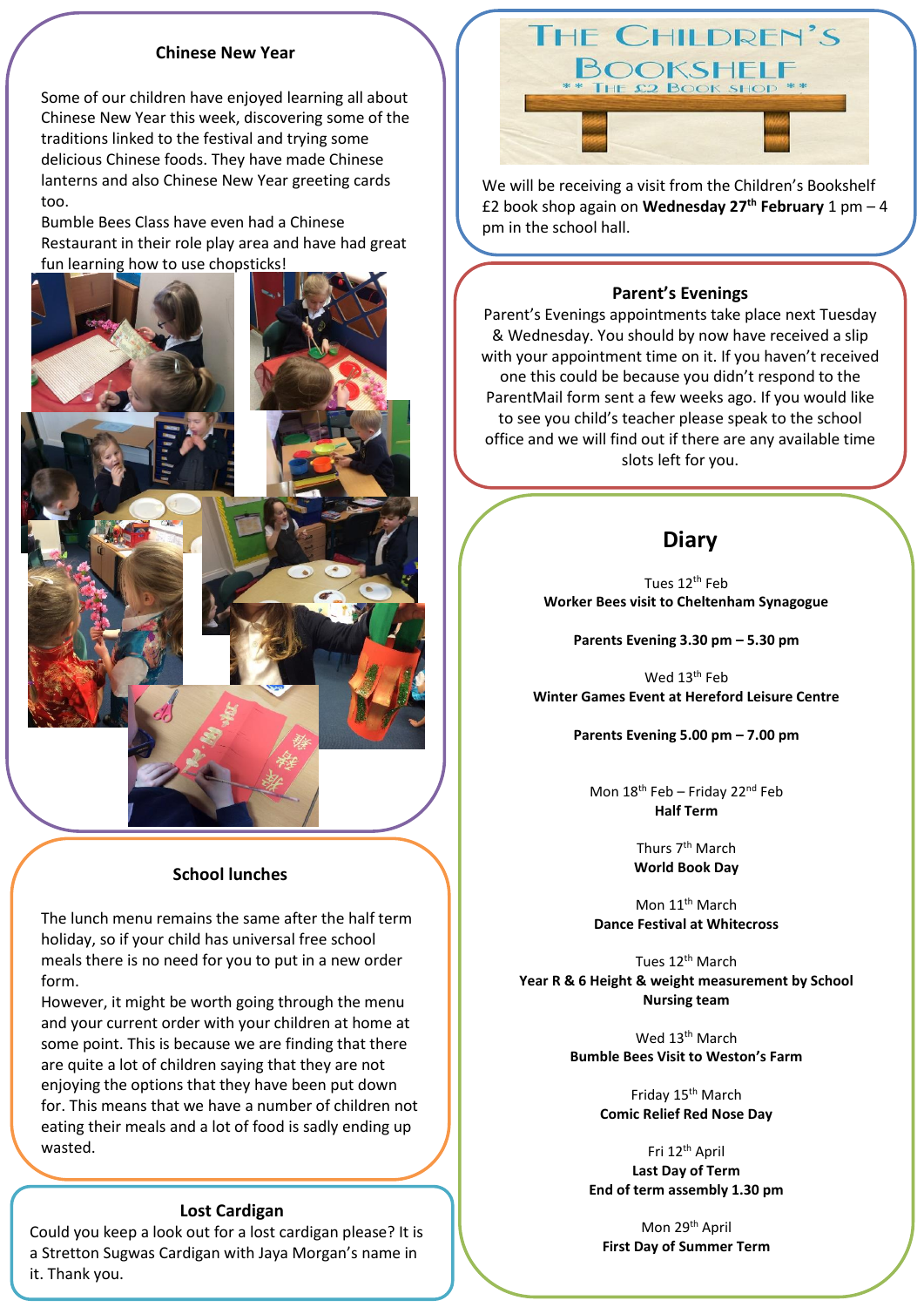## Chinese New Year

Some of our children have enjoyed learning all about Chinese New Year this week, discovering some of the traditions linked to the festival and trying some delicious Chinese foods. They have made Chinese lanterns and also Chinese New Year greeting cards too.

Bumble Bees Class have even had a Chinese Restaurant in their role play area and have had great fun learning how to use chopsticks!

## The Children's Bookshelf

** The £2 Book Shop **

We will be receiving a visit from the Children's Bookshelf £2 book shop again on **Wednesday 27th February** 1 pm – 4 pm in the school hall.

## Parent's Evenings

Parent's Evenings appointments take place next Tuesday & Wednesday. You should by now have received a slip with your appointment time on it. If you haven't received one this could be because you didn't respond to the ParentMail form sent a few weeks ago. If you would like to see you child's teacher please speak to the school office and we will find out if there are any available time slots left for you.

## School lunches

The lunch menu remains the same after the half term holiday, so if your child has universal free school meals there is no need for you to put in a new order form.

However, it might be worth going through the menu and your current order with your children at home at some point. This is because we are finding that there are quite a lot of children saying that they are not enjoying the options that they have been put down for. This means that we have a number of children not eating their meals and a lot of food is sadly ending up wasted.

## Lost Cardigan

Could you keep a look out for a lost cardigan please? It is a Stretton Sugwas Cardigan with Jaya Morgan's name in it. Thank you.

## Diary

Tues 12th Feb
**Worker Bees visit to Cheltenham Synagogue**

**Parents Evening 3.30 pm – 5.30 pm**

Wed 13th Feb
**Winter Games Event at Hereford Leisure Centre**

**Parents Evening 5.00 pm – 7.00 pm**

Mon 18th Feb – Friday 22nd Feb
**Half Term**

Thurs 7th March
**World Book Day**

Mon 11th March
**Dance Festival at Whitecross**

Tues 12th March
**Year R & 6 Height & weight measurement by School Nursing team**

Wed 13th March
**Bumble Bees Visit to Weston's Farm**

Friday 15th March
**Comic Relief Red Nose Day**

Fri 12th April
**Last Day of Term**
**End of term assembly 1.30 pm**

Mon 29th April
**First Day of Summer Term**